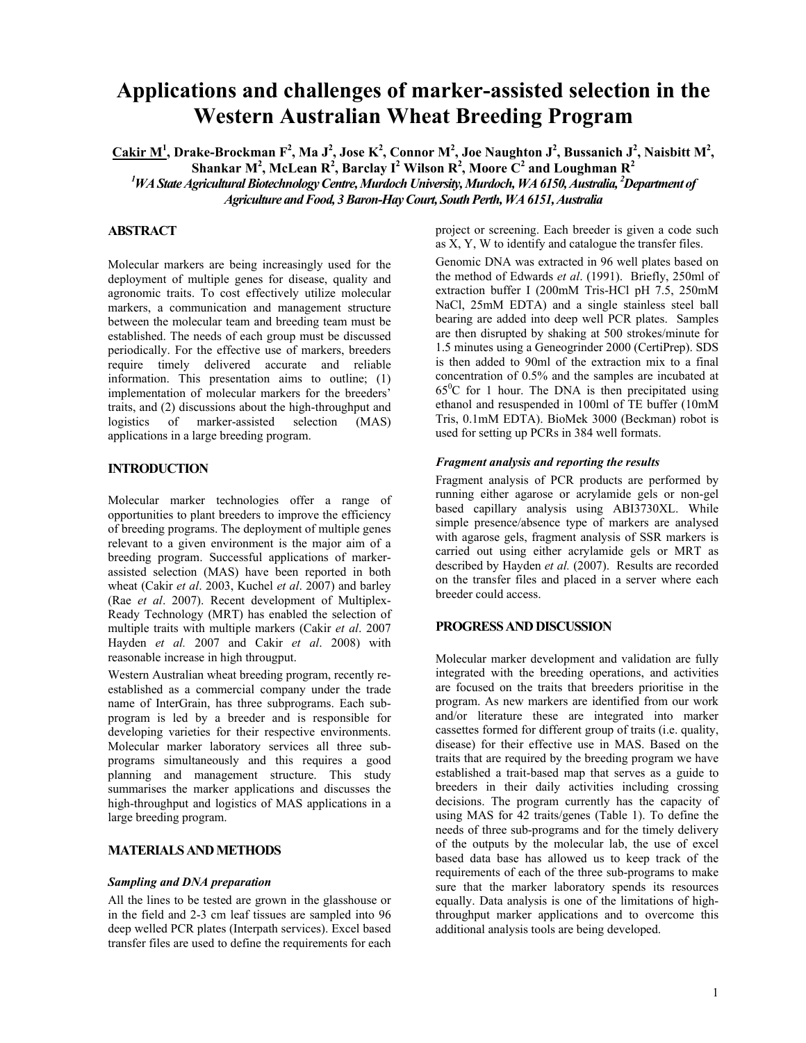# Applications and challenges of marker-assisted selection in the Western Australian Wheat Breeding Program

**Cakir M[1], Drake-Brockman F[2], Ma J[2], Jose K[2], Connor M[2], Joe Naughton J[2], Bussanich J[2], Naisbitt M[2], Shankar M[2], McLean R[2], Barclay I[2] Wilson R[2], Moore C[2] and Loughman R[2]**

*[1]WA State Agricultural Biotechnology Centre, Murdoch University, Murdoch, WA 6150, Australia, [2]Department of Agriculture and Food, 3 Baron-Hay Court, South Perth, WA 6151, Australia*

## ABSTRACT

Molecular markers are being increasingly used for the deployment of multiple genes for disease, quality and agronomic traits. To cost effectively utilize molecular markers, a communication and management structure between the molecular team and breeding team must be established. The needs of each group must be discussed periodically. For the effective use of markers, breeders require timely delivered accurate and reliable information. This presentation aims to outline; (1) implementation of molecular markers for the breeders' traits, and (2) discussions about the high-throughput and logistics of marker-assisted selection (MAS) applications in a large breeding program.

## INTRODUCTION

Molecular marker technologies offer a range of opportunities to plant breeders to improve the efficiency of breeding programs. The deployment of multiple genes relevant to a given environment is the major aim of a breeding program. Successful applications of marker-assisted selection (MAS) have been reported in both wheat (Cakir *et al*. 2003, Kuchel *et al*. 2007) and barley (Rae *et al*. 2007). Recent development of Multiplex-Ready Technology (MRT) has enabled the selection of multiple traits with multiple markers (Cakir *et al*. 2007 Hayden *et al.* 2007 and Cakir *et al*. 2008) with reasonable increase in high througput.

Western Australian wheat breeding program, recently re-established as a commercial company under the trade name of InterGrain, has three subprograms. Each sub-program is led by a breeder and is responsible for developing varieties for their respective environments. Molecular marker laboratory services all three sub-programs simultaneously and this requires a good planning and management structure. This study summarises the marker applications and discusses the high-throughput and logistics of MAS applications in a large breeding program.

## MATERIALS AND METHODS

### Sampling and DNA preparation

All the lines to be tested are grown in the glasshouse or in the field and 2-3 cm leaf tissues are sampled into 96 deep welled PCR plates (Interpath services). Excel based transfer files are used to define the requirements for each project or screening. Each breeder is given a code such as X, Y, W to identify and catalogue the transfer files.

Genomic DNA was extracted in 96 well plates based on the method of Edwards *et al*. (1991). Briefly, 250ml of extraction buffer I (200mM Tris-HCl pH 7.5, 250mM NaCl, 25mM EDTA) and a single stainless steel ball bearing are added into deep well PCR plates. Samples are then disrupted by shaking at 500 strokes/minute for 1.5 minutes using a Geneogrinder 2000 (CertiPrep). SDS is then added to 90ml of the extraction mix to a final concentration of 0.5% and the samples are incubated at $65^0$C for 1 hour. The DNA is then precipitated using ethanol and resuspended in 100ml of TE buffer (10mM Tris, 0.1mM EDTA). BioMek 3000 (Beckman) robot is used for setting up PCRs in 384 well formats.

### Fragment analysis and reporting the results

Fragment analysis of PCR products are performed by running either agarose or acrylamide gels or non-gel based capillary analysis using ABI3730XL. While simple presence/absence type of markers are analysed with agarose gels, fragment analysis of SSR markers is carried out using either acrylamide gels or MRT as described by Hayden *et al.* (2007). Results are recorded on the transfer files and placed in a server where each breeder could access.

## PROGRESS AND DISCUSSION

Molecular marker development and validation are fully integrated with the breeding operations, and activities are focused on the traits that breeders prioritise in the program. As new markers are identified from our work and/or literature these are integrated into marker cassettes formed for different group of traits (i.e. quality, disease) for their effective use in MAS. Based on the traits that are required by the breeding program we have established a trait-based map that serves as a guide to breeders in their daily activities including crossing decisions. The program currently has the capacity of using MAS for 42 traits/genes (Table 1). To define the needs of three sub-programs and for the timely delivery of the outputs by the molecular lab, the use of excel based data base has allowed us to keep track of the requirements of each of the three sub-programs to make sure that the marker laboratory spends its resources equally. Data analysis is one of the limitations of high-throughput marker applications and to overcome this additional analysis tools are being developed.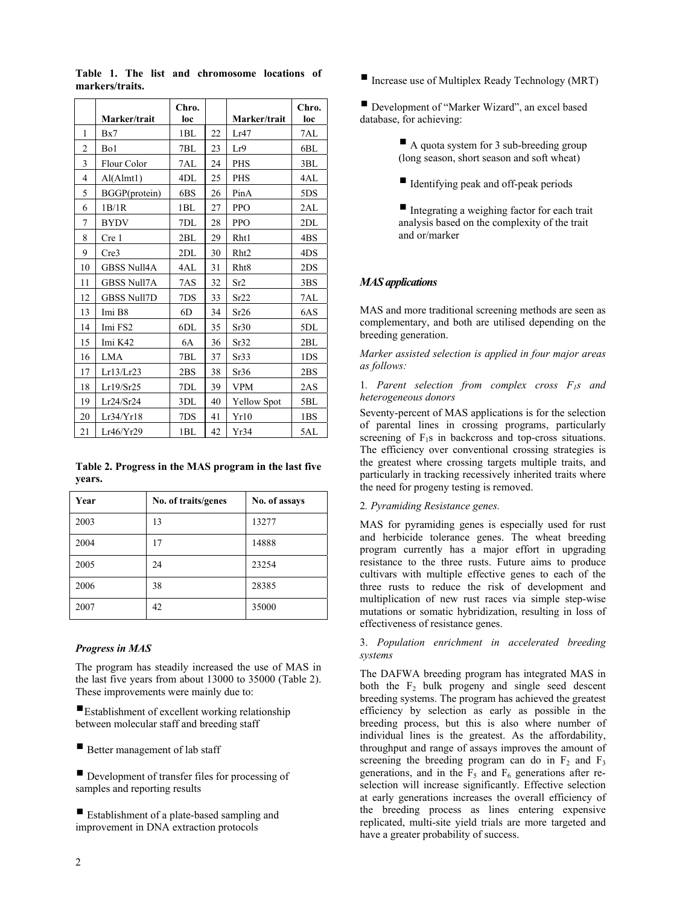**Table 1. The list and chromosome locations of markers/traits.**

| | Marker/trait | Chro. loc | | Marker/trait | Chro. loc |
|---|---|---|---|---|---|
| 1 | Bx7 | 1BL | 22 | Lr47 | 7AL |
| 2 | Bo1 | 7BL | 23 | Lr9 | 6BL |
| 3 | Flour Color | 7AL | 24 | PHS | 3BL |
| 4 | Al(Almt1) | 4DL | 25 | PHS | 4AL |
| 5 | BGGP(protein) | 6BS | 26 | PinA | 5DS |
| 6 | 1B/1R | 1BL | 27 | PPO | 2AL |
| 7 | BYDV | 7DL | 28 | PPO | 2DL |
| 8 | Cre 1 | 2BL | 29 | Rht1 | 4BS |
| 9 | Cre3 | 2DL | 30 | Rht2 | 4DS |
| 10 | GBSS Null4A | 4AL | 31 | Rht8 | 2DS |
| 11 | GBSS Null7A | 7AS | 32 | Sr2 | 3BS |
| 12 | GBSS Null7D | 7DS | 33 | Sr22 | 7AL |
| 13 | Imi B8 | 6D | 34 | Sr26 | 6AS |
| 14 | Imi FS2 | 6DL | 35 | Sr30 | 5DL |
| 15 | Imi K42 | 6A | 36 | Sr32 | 2BL |
| 16 | LMA | 7BL | 37 | Sr33 | 1DS |
| 17 | Lr13/Lr23 | 2BS | 38 | Sr36 | 2BS |
| 18 | Lr19/Sr25 | 7DL | 39 | VPM | 2AS |
| 19 | Lr24/Sr24 | 3DL | 40 | Yellow Spot | 5BL |
| 20 | Lr34/Yr18 | 7DS | 41 | Yr10 | 1BS |
| 21 | Lr46/Yr29 | 1BL | 42 | Yr34 | 5AL |

**Table 2. Progress in the MAS program in the last five years.**

| Year | No. of traits/genes | No. of assays |
|---|---|---|
| 2003 | 13 | 13277 |
| 2004 | 17 | 14888 |
| 2005 | 24 | 23254 |
| 2006 | 38 | 28385 |
| 2007 | 42 | 35000 |

### *Progress in MAS*

The program has steadily increased the use of MAS in the last five years from about 13000 to 35000 (Table 2). These improvements were mainly due to:

- Establishment of excellent working relationship between molecular staff and breeding staff
- Better management of lab staff
- Development of transfer files for processing of samples and reporting results
- Establishment of a plate-based sampling and improvement in DNA extraction protocols
- Increase use of Multiplex Ready Technology (MRT)
- Development of "Marker Wizard", an excel based database, for achieving:
  - A quota system for 3 sub-breeding group (long season, short season and soft wheat)
  - Identifying peak and off-peak periods
  - Integrating a weighing factor for each trait analysis based on the complexity of the trait and or/marker

### *MAS applications*

MAS and more traditional screening methods are seen as complementary, and both are utilised depending on the breeding generation.

*Marker assisted selection is applied in four major areas as follows:*

1. *Parent selection from complex cross $F_1$s and heterogeneous donors*

Seventy-percent of MAS applications is for the selection of parental lines in crossing programs, particularly screening of $F_1$s in backcross and top-cross situations. The efficiency over conventional crossing strategies is the greatest where crossing targets multiple traits, and particularly in tracking recessively inherited traits where the need for progeny testing is removed.

2. *Pyramiding Resistance genes.*

MAS for pyramiding genes is especially used for rust and herbicide tolerance genes. The wheat breeding program currently has a major effort in upgrading resistance to the three rusts. Future aims to produce cultivars with multiple effective genes to each of the three rusts to reduce the risk of development and multiplication of new rust races via simple step-wise mutations or somatic hybridization, resulting in loss of effectiveness of resistance genes.

3. *Population enrichment in accelerated breeding systems*

The DAFWA breeding program has integrated MAS in both the $F_2$ bulk progeny and single seed descent breeding systems. The program has achieved the greatest efficiency by selection as early as possible in the breeding process, but this is also where number of individual lines is the greatest. As the affordability, throughput and range of assays improves the amount of screening the breeding program can do in $F_2$ and $F_3$ generations, and in the $F_5$ and $F_6$ generations after re-selection will increase significantly. Effective selection at early generations increases the overall efficiency of the breeding process as lines entering expensive replicated, multi-site yield trials are more targeted and have a greater probability of success.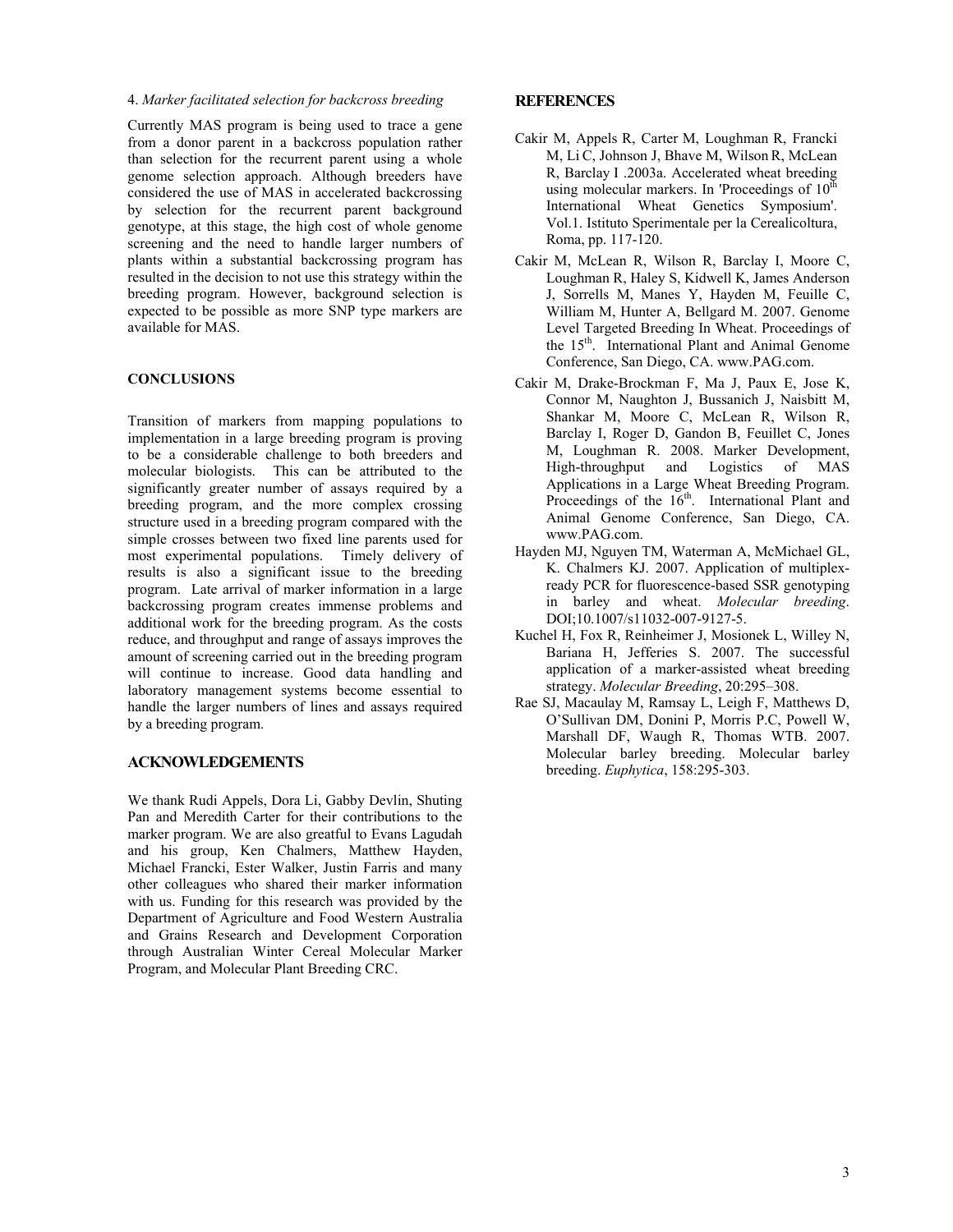4. *Marker facilitated selection for backcross breeding*

Currently MAS program is being used to trace a gene from a donor parent in a backcross population rather than selection for the recurrent parent using a whole genome selection approach. Although breeders have considered the use of MAS in accelerated backcrossing by selection for the recurrent parent background genotype, at this stage, the high cost of whole genome screening and the need to handle larger numbers of plants within a substantial backcrossing program has resulted in the decision to not use this strategy within the breeding program. However, background selection is expected to be possible as more SNP type markers are available for MAS.

## CONCLUSIONS

Transition of markers from mapping populations to implementation in a large breeding program is proving to be a considerable challenge to both breeders and molecular biologists. This can be attributed to the significantly greater number of assays required by a breeding program, and the more complex crossing structure used in a breeding program compared with the simple crosses between two fixed line parents used for most experimental populations. Timely delivery of results is also a significant issue to the breeding program. Late arrival of marker information in a large backcrossing program creates immense problems and additional work for the breeding program. As the costs reduce, and throughput and range of assays improves the amount of screening carried out in the breeding program will continue to increase. Good data handling and laboratory management systems become essential to handle the larger numbers of lines and assays required by a breeding program.

## ACKNOWLEDGEMENTS

We thank Rudi Appels, Dora Li, Gabby Devlin, Shuting Pan and Meredith Carter for their contributions to the marker program. We are also greatful to Evans Lagudah and his group, Ken Chalmers, Matthew Hayden, Michael Francki, Ester Walker, Justin Farris and many other colleagues who shared their marker information with us. Funding for this research was provided by the Department of Agriculture and Food Western Australia and Grains Research and Development Corporation through Australian Winter Cereal Molecular Marker Program, and Molecular Plant Breeding CRC.

## REFERENCES

Cakir M, Appels R, Carter M, Loughman R, Francki M, Li C, Johnson J, Bhave M, Wilson R, McLean R, Barclay I .2003a. Accelerated wheat breeding using molecular markers. In 'Proceedings of 10th International Wheat Genetics Symposium'. Vol.1. Istituto Sperimentale per la Cerealicoltura, Roma, pp. 117-120.

Cakir M, McLean R, Wilson R, Barclay I, Moore C, Loughman R, Haley S, Kidwell K, James Anderson J, Sorrells M, Manes Y, Hayden M, Feuille C, William M, Hunter A, Bellgard M. 2007. Genome Level Targeted Breeding In Wheat. Proceedings of the 15th. International Plant and Animal Genome Conference, San Diego, CA. www.PAG.com.

Cakir M, Drake-Brockman F, Ma J, Paux E, Jose K, Connor M, Naughton J, Bussanich J, Naisbitt M, Shankar M, Moore C, McLean R, Wilson R, Barclay I, Roger D, Gandon B, Feuillet C, Jones M, Loughman R. 2008. Marker Development, High-throughput and Logistics of MAS Applications in a Large Wheat Breeding Program. Proceedings of the 16th. International Plant and Animal Genome Conference, San Diego, CA. www.PAG.com.

Hayden MJ, Nguyen TM, Waterman A, McMichael GL, K. Chalmers KJ. 2007. Application of multiplex-ready PCR for fluorescence-based SSR genotyping in barley and wheat. *Molecular breeding*. DOI;10.1007/s11032-007-9127-5.

Kuchel H, Fox R, Reinheimer J, Mosionek L, Willey N, Bariana H, Jefferies S. 2007. The successful application of a marker-assisted wheat breeding strategy. *Molecular Breeding*, 20:295–308.

Rae SJ, Macaulay M, Ramsay L, Leigh F, Matthews D, O'Sullivan DM, Donini P, Morris P.C, Powell W, Marshall DF, Waugh R, Thomas WTB. 2007. Molecular barley breeding. Molecular barley breeding. *Euphytica*, 158:295-303.